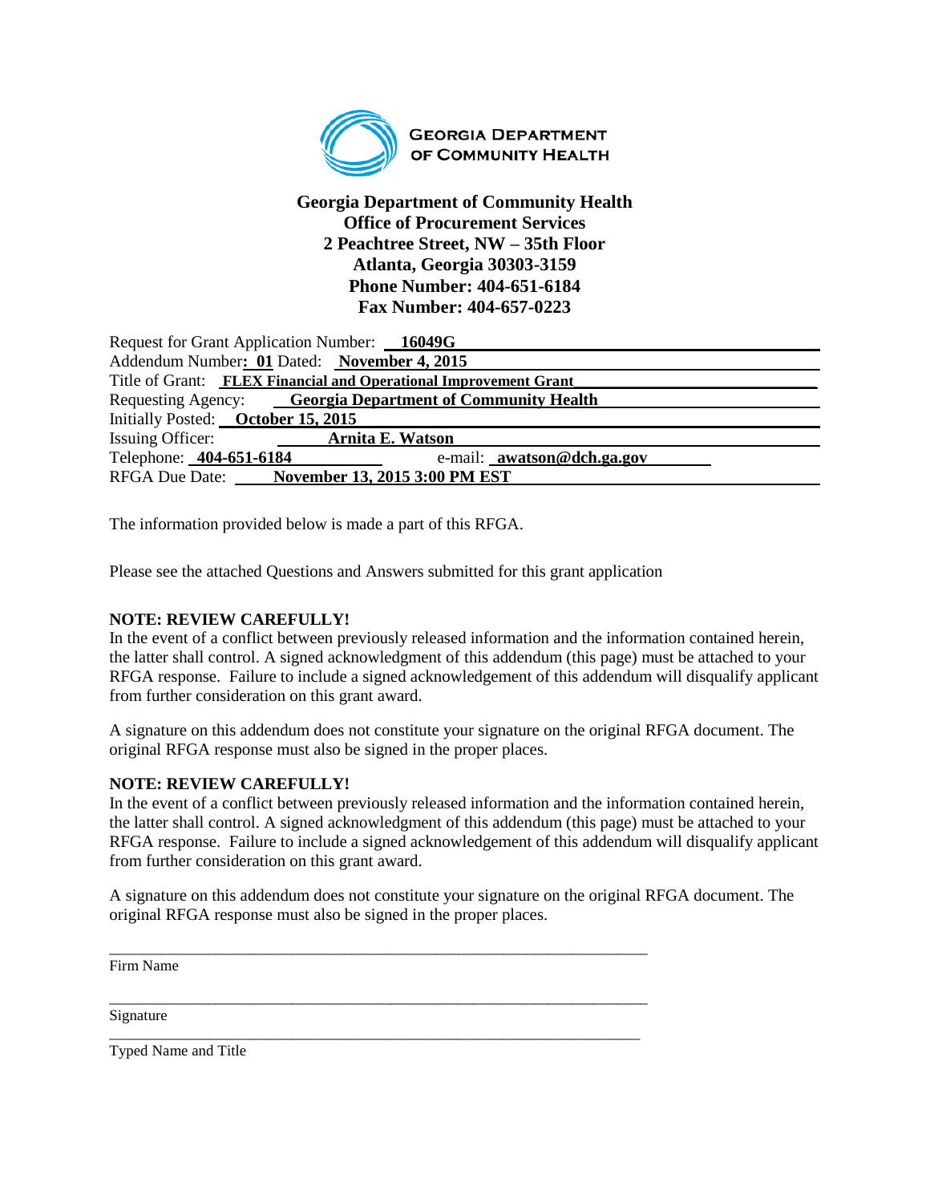**Georgia Department of Community Health**
**Office of Procurement Services**
**2 Peachtree Street, NW – 35th Floor**
**Atlanta, Georgia 30303-3159**
**Phone Number: 404-651-6184**
**Fax Number: 404-657-0223**

Request for Grant Application Number: **16049G**
Addendum Number: **01** Dated: **November 4, 2015**
Title of Grant: **FLEX Financial and Operational Improvement Grant**
Requesting Agency: **Georgia Department of Community Health**
Initially Posted: **October 15, 2015**
Issuing Officer: **Arnita E. Watson**
Telephone: **404-651-6184** e-mail: **awatson@dch.ga.gov**
RFGA Due Date: **November 13, 2015 3:00 PM EST**

The information provided below is made a part of this RFGA.

Please see the attached Questions and Answers submitted for this grant application

**NOTE: REVIEW CAREFULLY!**
In the event of a conflict between previously released information and the information contained herein, the latter shall control. A signed acknowledgment of this addendum (this page) must be attached to your RFGA response. Failure to include a signed acknowledgement of this addendum will disqualify applicant from further consideration on this grant award.

A signature on this addendum does not constitute your signature on the original RFGA document. The original RFGA response must also be signed in the proper places.

**NOTE: REVIEW CAREFULLY!**
In the event of a conflict between previously released information and the information contained herein, the latter shall control. A signed acknowledgment of this addendum (this page) must be attached to your RFGA response. Failure to include a signed acknowledgement of this addendum will disqualify applicant from further consideration on this grant award.

A signature on this addendum does not constitute your signature on the original RFGA document. The original RFGA response must also be signed in the proper places.

\_\_\_\_\_\_\_\_\_\_\_\_\_\_\_\_\_\_\_\_\_\_\_\_\_\_\_\_\_\_\_\_\_\_\_\_\_\_\_\_\_\_\_\_\_\_\_\_\_\_\_\_
Firm Name

\_\_\_\_\_\_\_\_\_\_\_\_\_\_\_\_\_\_\_\_\_\_\_\_\_\_\_\_\_\_\_\_\_\_\_\_\_\_\_\_\_\_\_\_\_\_\_\_\_\_\_\_
Signature

\_\_\_\_\_\_\_\_\_\_\_\_\_\_\_\_\_\_\_\_\_\_\_\_\_\_\_\_\_\_\_\_\_\_\_\_\_\_\_\_\_\_\_\_\_\_\_\_\_\_\_\_
Typed Name and Title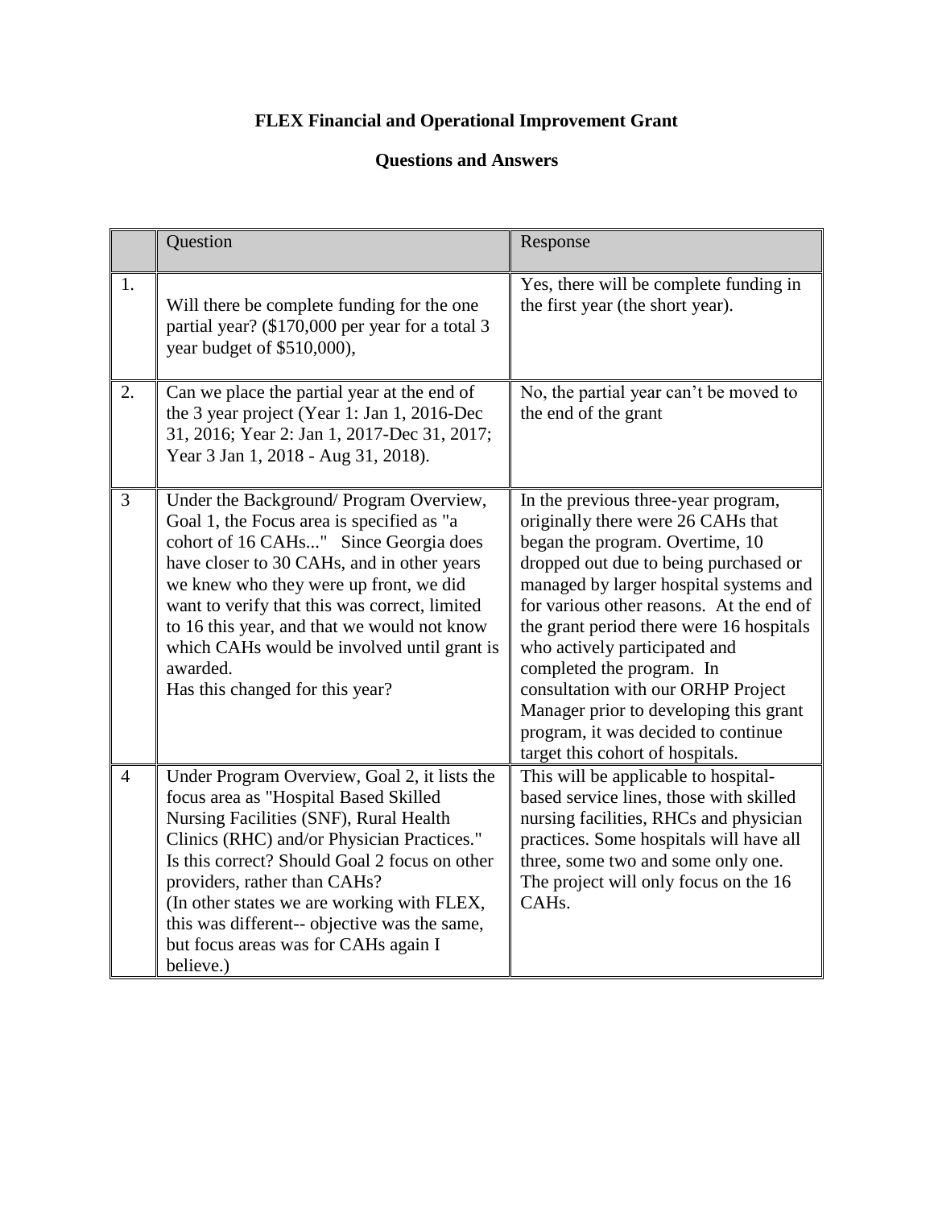**FLEX Financial and Operational Improvement Grant**

**Questions and Answers**

| | Question | Response |
|---|---|---|
| 1. | Will there be complete funding for the one partial year? ($170,000 per year for a total 3 year budget of $510,000), | Yes, there will be complete funding in the first year (the short year). |
| 2. | Can we place the partial year at the end of the 3 year project (Year 1: Jan 1, 2016-Dec 31, 2016; Year 2: Jan 1, 2017-Dec 31, 2017; Year 3 Jan 1, 2018 - Aug 31, 2018). | No, the partial year can't be moved to the end of the grant |
| 3 | Under the Background/ Program Overview, Goal 1, the Focus area is specified as "a cohort of 16 CAHs..." Since Georgia does have closer to 30 CAHs, and in other years we knew who they were up front, we did want to verify that this was correct, limited to 16 this year, and that we would not know which CAHs would be involved until grant is awarded. Has this changed for this year? | In the previous three-year program, originally there were 26 CAHs that began the program. Overtime, 10 dropped out due to being purchased or managed by larger hospital systems and for various other reasons. At the end of the grant period there were 16 hospitals who actively participated and completed the program. In consultation with our ORHP Project Manager prior to developing this grant program, it was decided to continue target this cohort of hospitals. |
| 4 | Under Program Overview, Goal 2, it lists the focus area as "Hospital Based Skilled Nursing Facilities (SNF), Rural Health Clinics (RHC) and/or Physician Practices." Is this correct? Should Goal 2 focus on other providers, rather than CAHs? (In other states we are working with FLEX, this was different-- objective was the same, but focus areas was for CAHs again I believe.) | This will be applicable to hospital-based service lines, those with skilled nursing facilities, RHCs and physician practices. Some hospitals will have all three, some two and some only one. The project will only focus on the 16 CAHs. |